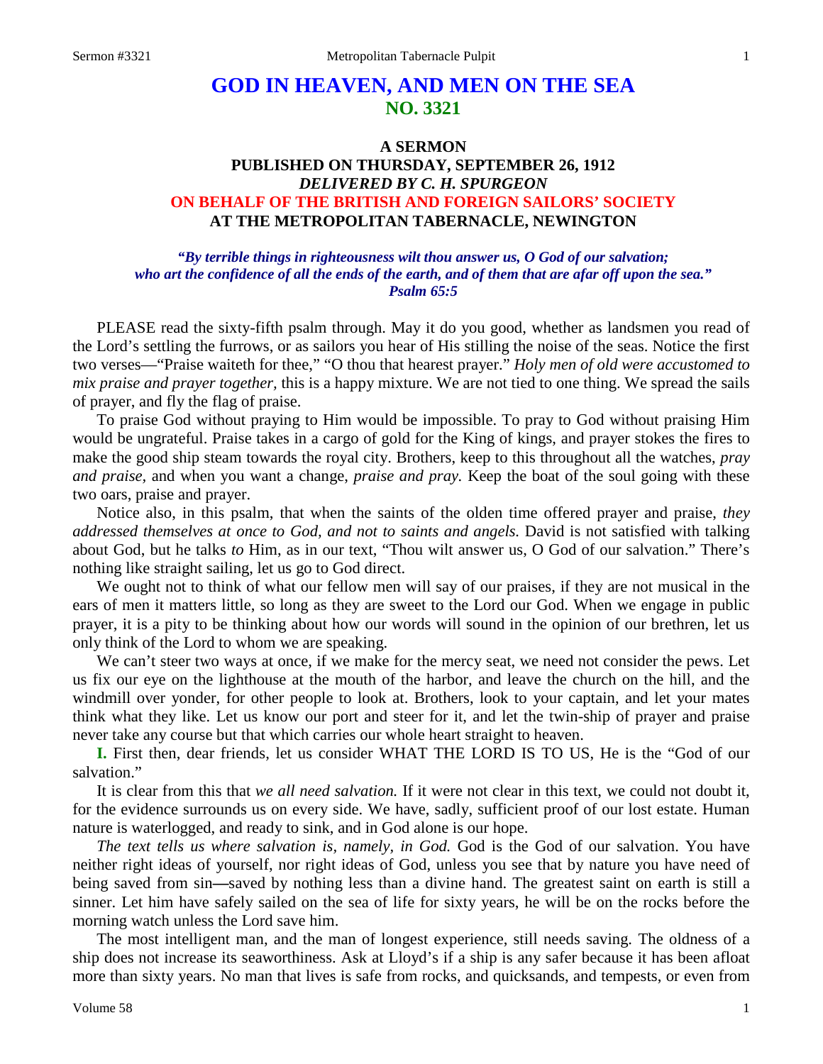# GOD IN HEAVEN, AND MEN ON THE SEA
## NO. 3321

### A SERMON
### PUBLISHED ON THURSDAY, SEPTEMBER 26, 1912
### *DELIVERED BY C. H. SPURGEON*
### ON BEHALF OF THE BRITISH AND FOREIGN SAILORS' SOCIETY
### AT THE METROPOLITAN TABERNACLE, NEWINGTON

***"By terrible things in righteousness wilt thou answer us, O God of our salvation; who art the confidence of all the ends of the earth, and of them that are afar off upon the sea." Psalm 65:5***

PLEASE read the sixty-fifth psalm through. May it do you good, whether as landsmen you read of the Lord's settling the furrows, or as sailors you hear of His stilling the noise of the seas. Notice the first two verses—"Praise waiteth for thee," "O thou that hearest prayer." *Holy men of old were accustomed to mix praise and prayer together,* this is a happy mixture. We are not tied to one thing. We spread the sails of prayer, and fly the flag of praise.

To praise God without praying to Him would be impossible. To pray to God without praising Him would be ungrateful. Praise takes in a cargo of gold for the King of kings, and prayer stokes the fires to make the good ship steam towards the royal city. Brothers, keep to this throughout all the watches, *pray and praise,* and when you want a change, *praise and pray.* Keep the boat of the soul going with these two oars, praise and prayer.

Notice also, in this psalm, that when the saints of the olden time offered prayer and praise, *they addressed themselves at once to God, and not to saints and angels.* David is not satisfied with talking about God, but he talks *to* Him, as in our text, "Thou wilt answer us, O God of our salvation." There's nothing like straight sailing, let us go to God direct.

We ought not to think of what our fellow men will say of our praises, if they are not musical in the ears of men it matters little, so long as they are sweet to the Lord our God. When we engage in public prayer, it is a pity to be thinking about how our words will sound in the opinion of our brethren, let us only think of the Lord to whom we are speaking.

We can't steer two ways at once, if we make for the mercy seat, we need not consider the pews. Let us fix our eye on the lighthouse at the mouth of the harbor, and leave the church on the hill, and the windmill over yonder, for other people to look at. Brothers, look to your captain, and let your mates think what they like. Let us know our port and steer for it, and let the twin-ship of prayer and praise never take any course but that which carries our whole heart straight to heaven.

**I.** First then, dear friends, let us consider WHAT THE LORD IS TO US, He is the "God of our salvation."

It is clear from this that *we all need salvation.* If it were not clear in this text, we could not doubt it, for the evidence surrounds us on every side. We have, sadly, sufficient proof of our lost estate. Human nature is waterlogged, and ready to sink, and in God alone is our hope.

*The text tells us where salvation is, namely, in God.* God is the God of our salvation. You have neither right ideas of yourself, nor right ideas of God, unless you see that by nature you have need of being saved from sin—saved by nothing less than a divine hand. The greatest saint on earth is still a sinner. Let him have safely sailed on the sea of life for sixty years, he will be on the rocks before the morning watch unless the Lord save him.

The most intelligent man, and the man of longest experience, still needs saving. The oldness of a ship does not increase its seaworthiness. Ask at Lloyd's if a ship is any safer because it has been afloat more than sixty years. No man that lives is safe from rocks, and quicksands, and tempests, or even from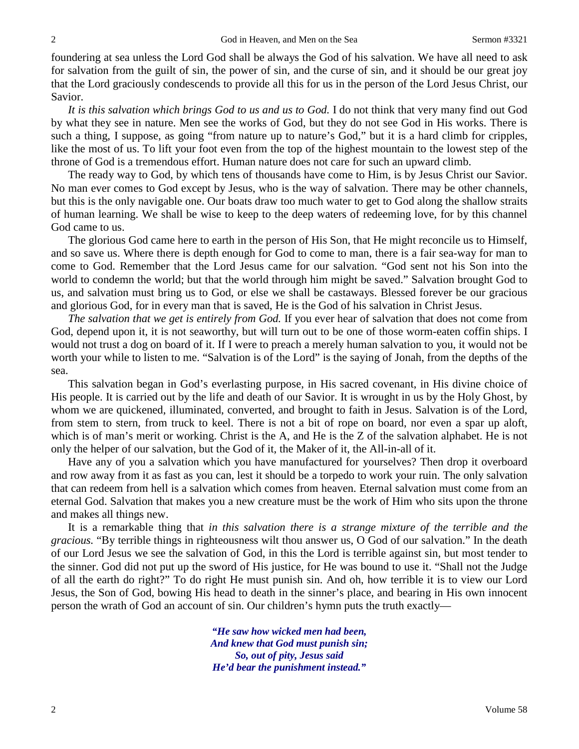foundering at sea unless the Lord God shall be always the God of his salvation. We have all need to ask for salvation from the guilt of sin, the power of sin, and the curse of sin, and it should be our great joy that the Lord graciously condescends to provide all this for us in the person of the Lord Jesus Christ, our Savior.

*It is this salvation which brings God to us and us to God.* I do not think that very many find out God by what they see in nature. Men see the works of God, but they do not see God in His works. There is such a thing, I suppose, as going "from nature up to nature's God," but it is a hard climb for cripples, like the most of us. To lift your foot even from the top of the highest mountain to the lowest step of the throne of God is a tremendous effort. Human nature does not care for such an upward climb.

The ready way to God, by which tens of thousands have come to Him, is by Jesus Christ our Savior. No man ever comes to God except by Jesus, who is the way of salvation. There may be other channels, but this is the only navigable one. Our boats draw too much water to get to God along the shallow straits of human learning. We shall be wise to keep to the deep waters of redeeming love, for by this channel God came to us.

The glorious God came here to earth in the person of His Son, that He might reconcile us to Himself, and so save us. Where there is depth enough for God to come to man, there is a fair sea-way for man to come to God. Remember that the Lord Jesus came for our salvation. "God sent not his Son into the world to condemn the world; but that the world through him might be saved." Salvation brought God to us, and salvation must bring us to God, or else we shall be castaways. Blessed forever be our gracious and glorious God, for in every man that is saved, He is the God of his salvation in Christ Jesus.

*The salvation that we get is entirely from God.* If you ever hear of salvation that does not come from God, depend upon it, it is not seaworthy, but will turn out to be one of those worm-eaten coffin ships. I would not trust a dog on board of it. If I were to preach a merely human salvation to you, it would not be worth your while to listen to me. "Salvation is of the Lord" is the saying of Jonah, from the depths of the sea.

This salvation began in God's everlasting purpose, in His sacred covenant, in His divine choice of His people. It is carried out by the life and death of our Savior. It is wrought in us by the Holy Ghost, by whom we are quickened, illuminated, converted, and brought to faith in Jesus. Salvation is of the Lord, from stem to stern, from truck to keel. There is not a bit of rope on board, nor even a spar up aloft, which is of man's merit or working. Christ is the A, and He is the Z of the salvation alphabet. He is not only the helper of our salvation, but the God of it, the Maker of it, the All-in-all of it.

Have any of you a salvation which you have manufactured for yourselves? Then drop it overboard and row away from it as fast as you can, lest it should be a torpedo to work your ruin. The only salvation that can redeem from hell is a salvation which comes from heaven. Eternal salvation must come from an eternal God. Salvation that makes you a new creature must be the work of Him who sits upon the throne and makes all things new.

It is a remarkable thing that *in this salvation there is a strange mixture of the terrible and the gracious.* "By terrible things in righteousness wilt thou answer us, O God of our salvation." In the death of our Lord Jesus we see the salvation of God, in this the Lord is terrible against sin, but most tender to the sinner. God did not put up the sword of His justice, for He was bound to use it. "Shall not the Judge of all the earth do right?" To do right He must punish sin. And oh, how terrible it is to view our Lord Jesus, the Son of God, bowing His head to death in the sinner's place, and bearing in His own innocent person the wrath of God an account of sin. Our children's hymn puts the truth exactly—

> ***"He saw how wicked men had been,***
> ***And knew that God must punish sin;***
> ***So, out of pity, Jesus said***
> ***He'd bear the punishment instead."***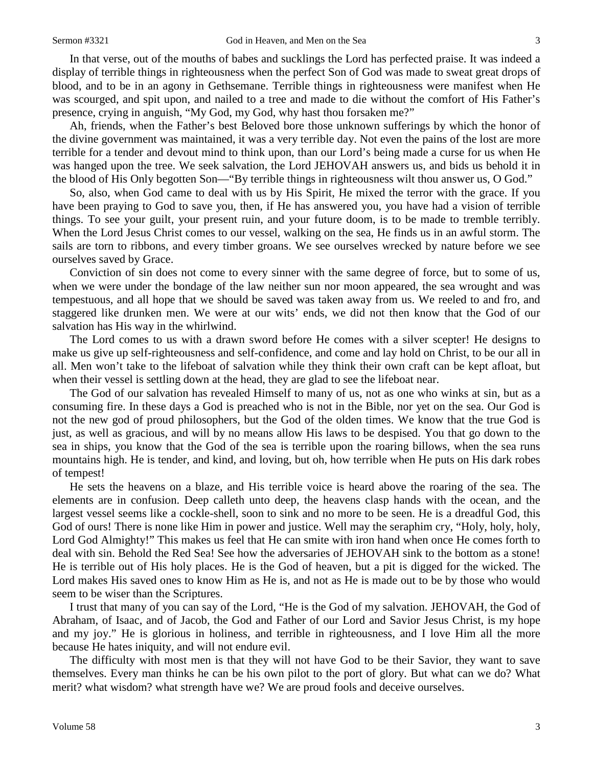In that verse, out of the mouths of babes and sucklings the Lord has perfected praise. It was indeed a display of terrible things in righteousness when the perfect Son of God was made to sweat great drops of blood, and to be in an agony in Gethsemane. Terrible things in righteousness were manifest when He was scourged, and spit upon, and nailed to a tree and made to die without the comfort of His Father's presence, crying in anguish, "My God, my God, why hast thou forsaken me?"

Ah, friends, when the Father's best Beloved bore those unknown sufferings by which the honor of the divine government was maintained, it was a very terrible day. Not even the pains of the lost are more terrible for a tender and devout mind to think upon, than our Lord's being made a curse for us when He was hanged upon the tree. We seek salvation, the Lord JEHOVAH answers us, and bids us behold it in the blood of His Only begotten Son—"By terrible things in righteousness wilt thou answer us, O God."

So, also, when God came to deal with us by His Spirit, He mixed the terror with the grace. If you have been praying to God to save you, then, if He has answered you, you have had a vision of terrible things. To see your guilt, your present ruin, and your future doom, is to be made to tremble terribly. When the Lord Jesus Christ comes to our vessel, walking on the sea, He finds us in an awful storm. The sails are torn to ribbons, and every timber groans. We see ourselves wrecked by nature before we see ourselves saved by Grace.

Conviction of sin does not come to every sinner with the same degree of force, but to some of us, when we were under the bondage of the law neither sun nor moon appeared, the sea wrought and was tempestuous, and all hope that we should be saved was taken away from us. We reeled to and fro, and staggered like drunken men. We were at our wits' ends, we did not then know that the God of our salvation has His way in the whirlwind.

The Lord comes to us with a drawn sword before He comes with a silver scepter! He designs to make us give up self-righteousness and self-confidence, and come and lay hold on Christ, to be our all in all. Men won't take to the lifeboat of salvation while they think their own craft can be kept afloat, but when their vessel is settling down at the head, they are glad to see the lifeboat near.

The God of our salvation has revealed Himself to many of us, not as one who winks at sin, but as a consuming fire. In these days a God is preached who is not in the Bible, nor yet on the sea. Our God is not the new god of proud philosophers, but the God of the olden times. We know that the true God is just, as well as gracious, and will by no means allow His laws to be despised. You that go down to the sea in ships, you know that the God of the sea is terrible upon the roaring billows, when the sea runs mountains high. He is tender, and kind, and loving, but oh, how terrible when He puts on His dark robes of tempest!

He sets the heavens on a blaze, and His terrible voice is heard above the roaring of the sea. The elements are in confusion. Deep calleth unto deep, the heavens clasp hands with the ocean, and the largest vessel seems like a cockle-shell, soon to sink and no more to be seen. He is a dreadful God, this God of ours! There is none like Him in power and justice. Well may the seraphim cry, "Holy, holy, holy, Lord God Almighty!" This makes us feel that He can smite with iron hand when once He comes forth to deal with sin. Behold the Red Sea! See how the adversaries of JEHOVAH sink to the bottom as a stone! He is terrible out of His holy places. He is the God of heaven, but a pit is digged for the wicked. The Lord makes His saved ones to know Him as He is, and not as He is made out to be by those who would seem to be wiser than the Scriptures.

I trust that many of you can say of the Lord, "He is the God of my salvation. JEHOVAH, the God of Abraham, of Isaac, and of Jacob, the God and Father of our Lord and Savior Jesus Christ, is my hope and my joy." He is glorious in holiness, and terrible in righteousness, and I love Him all the more because He hates iniquity, and will not endure evil.

The difficulty with most men is that they will not have God to be their Savior, they want to save themselves. Every man thinks he can be his own pilot to the port of glory. But what can we do? What merit? what wisdom? what strength have we? We are proud fools and deceive ourselves.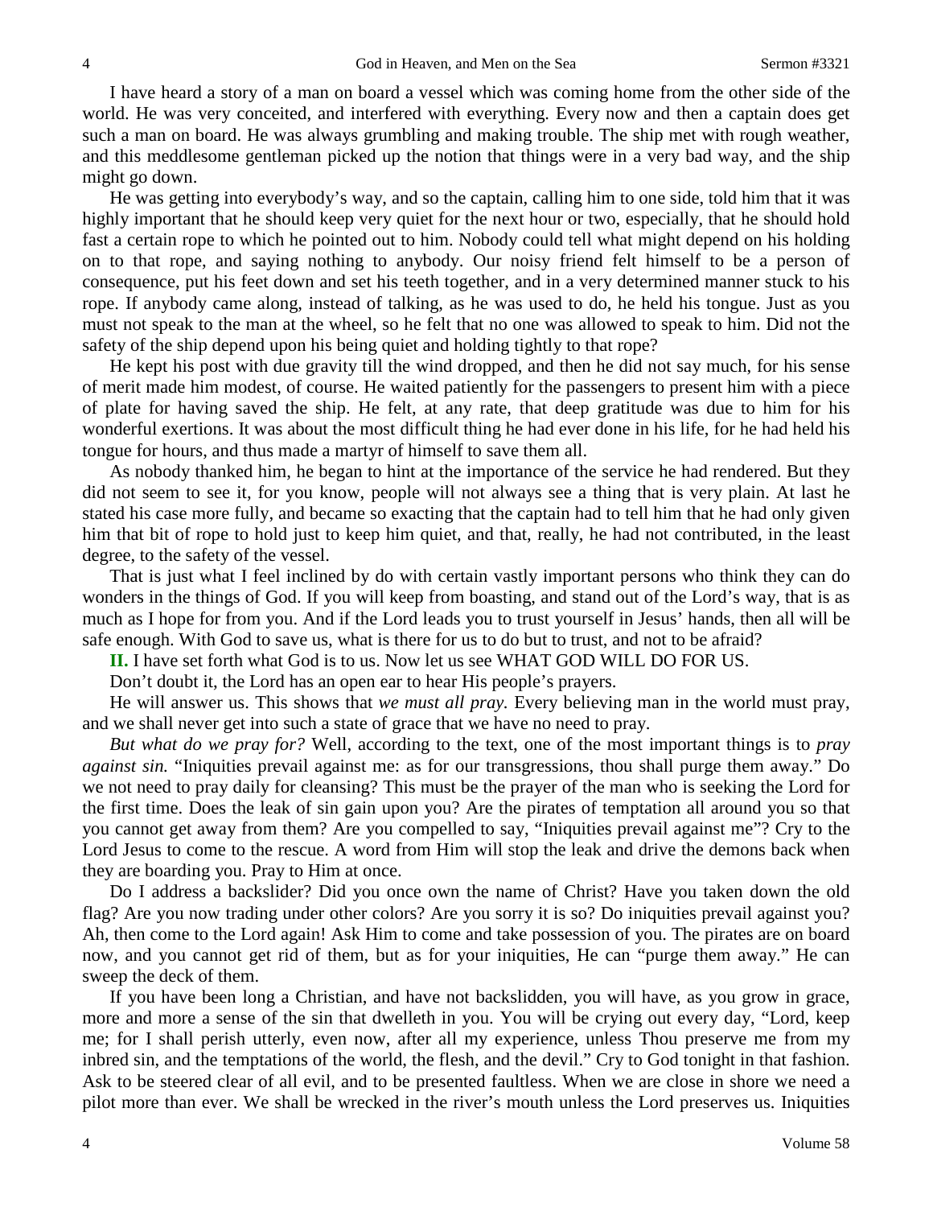I have heard a story of a man on board a vessel which was coming home from the other side of the world. He was very conceited, and interfered with everything. Every now and then a captain does get such a man on board. He was always grumbling and making trouble. The ship met with rough weather, and this meddlesome gentleman picked up the notion that things were in a very bad way, and the ship might go down.

He was getting into everybody's way, and so the captain, calling him to one side, told him that it was highly important that he should keep very quiet for the next hour or two, especially, that he should hold fast a certain rope to which he pointed out to him. Nobody could tell what might depend on his holding on to that rope, and saying nothing to anybody. Our noisy friend felt himself to be a person of consequence, put his feet down and set his teeth together, and in a very determined manner stuck to his rope. If anybody came along, instead of talking, as he was used to do, he held his tongue. Just as you must not speak to the man at the wheel, so he felt that no one was allowed to speak to him. Did not the safety of the ship depend upon his being quiet and holding tightly to that rope?

He kept his post with due gravity till the wind dropped, and then he did not say much, for his sense of merit made him modest, of course. He waited patiently for the passengers to present him with a piece of plate for having saved the ship. He felt, at any rate, that deep gratitude was due to him for his wonderful exertions. It was about the most difficult thing he had ever done in his life, for he had held his tongue for hours, and thus made a martyr of himself to save them all.

As nobody thanked him, he began to hint at the importance of the service he had rendered. But they did not seem to see it, for you know, people will not always see a thing that is very plain. At last he stated his case more fully, and became so exacting that the captain had to tell him that he had only given him that bit of rope to hold just to keep him quiet, and that, really, he had not contributed, in the least degree, to the safety of the vessel.

That is just what I feel inclined by do with certain vastly important persons who think they can do wonders in the things of God. If you will keep from boasting, and stand out of the Lord's way, that is as much as I hope for from you. And if the Lord leads you to trust yourself in Jesus' hands, then all will be safe enough. With God to save us, what is there for us to do but to trust, and not to be afraid?

**II.** I have set forth what God is to us. Now let us see WHAT GOD WILL DO FOR US.

Don't doubt it, the Lord has an open ear to hear His people's prayers.

He will answer us. This shows that *we must all pray.* Every believing man in the world must pray, and we shall never get into such a state of grace that we have no need to pray.

*But what do we pray for?* Well, according to the text, one of the most important things is to *pray against sin.* "Iniquities prevail against me: as for our transgressions, thou shall purge them away." Do we not need to pray daily for cleansing? This must be the prayer of the man who is seeking the Lord for the first time. Does the leak of sin gain upon you? Are the pirates of temptation all around you so that you cannot get away from them? Are you compelled to say, "Iniquities prevail against me"? Cry to the Lord Jesus to come to the rescue. A word from Him will stop the leak and drive the demons back when they are boarding you. Pray to Him at once.

Do I address a backslider? Did you once own the name of Christ? Have you taken down the old flag? Are you now trading under other colors? Are you sorry it is so? Do iniquities prevail against you? Ah, then come to the Lord again! Ask Him to come and take possession of you. The pirates are on board now, and you cannot get rid of them, but as for your iniquities, He can "purge them away." He can sweep the deck of them.

If you have been long a Christian, and have not backslidden, you will have, as you grow in grace, more and more a sense of the sin that dwelleth in you. You will be crying out every day, "Lord, keep me; for I shall perish utterly, even now, after all my experience, unless Thou preserve me from my inbred sin, and the temptations of the world, the flesh, and the devil." Cry to God tonight in that fashion. Ask to be steered clear of all evil, and to be presented faultless. When we are close in shore we need a pilot more than ever. We shall be wrecked in the river's mouth unless the Lord preserves us. Iniquities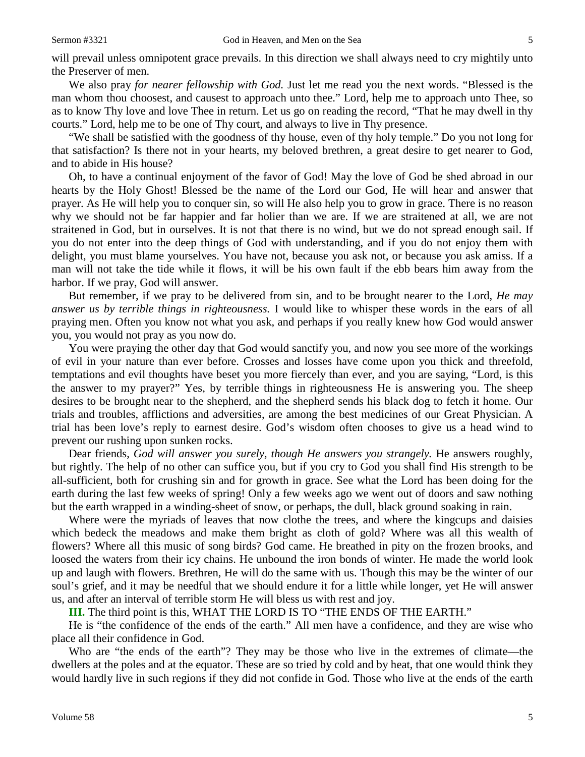will prevail unless omnipotent grace prevails. In this direction we shall always need to cry mightily unto the Preserver of men.

We also pray *for nearer fellowship with God.* Just let me read you the next words. "Blessed is the man whom thou choosest, and causest to approach unto thee." Lord, help me to approach unto Thee, so as to know Thy love and love Thee in return. Let us go on reading the record, "That he may dwell in thy courts." Lord, help me to be one of Thy court, and always to live in Thy presence.

"We shall be satisfied with the goodness of thy house, even of thy holy temple." Do you not long for that satisfaction? Is there not in your hearts, my beloved brethren, a great desire to get nearer to God, and to abide in His house?

Oh, to have a continual enjoyment of the favor of God! May the love of God be shed abroad in our hearts by the Holy Ghost! Blessed be the name of the Lord our God, He will hear and answer that prayer. As He will help you to conquer sin, so will He also help you to grow in grace. There is no reason why we should not be far happier and far holier than we are. If we are straitened at all, we are not straitened in God, but in ourselves. It is not that there is no wind, but we do not spread enough sail. If you do not enter into the deep things of God with understanding, and if you do not enjoy them with delight, you must blame yourselves. You have not, because you ask not, or because you ask amiss. If a man will not take the tide while it flows, it will be his own fault if the ebb bears him away from the harbor. If we pray, God will answer.

But remember, if we pray to be delivered from sin, and to be brought nearer to the Lord, *He may answer us by terrible things in righteousness.* I would like to whisper these words in the ears of all praying men. Often you know not what you ask, and perhaps if you really knew how God would answer you, you would not pray as you now do.

You were praying the other day that God would sanctify you, and now you see more of the workings of evil in your nature than ever before. Crosses and losses have come upon you thick and threefold, temptations and evil thoughts have beset you more fiercely than ever, and you are saying, "Lord, is this the answer to my prayer?" Yes, by terrible things in righteousness He is answering you. The sheep desires to be brought near to the shepherd, and the shepherd sends his black dog to fetch it home. Our trials and troubles, afflictions and adversities, are among the best medicines of our Great Physician. A trial has been love's reply to earnest desire. God's wisdom often chooses to give us a head wind to prevent our rushing upon sunken rocks.

Dear friends, *God will answer you surely, though He answers you strangely.* He answers roughly, but rightly. The help of no other can suffice you, but if you cry to God you shall find His strength to be all-sufficient, both for crushing sin and for growth in grace. See what the Lord has been doing for the earth during the last few weeks of spring! Only a few weeks ago we went out of doors and saw nothing but the earth wrapped in a winding-sheet of snow, or perhaps, the dull, black ground soaking in rain.

Where were the myriads of leaves that now clothe the trees, and where the kingcups and daisies which bedeck the meadows and make them bright as cloth of gold? Where was all this wealth of flowers? Where all this music of song birds? God came. He breathed in pity on the frozen brooks, and loosed the waters from their icy chains. He unbound the iron bonds of winter. He made the world look up and laugh with flowers. Brethren, He will do the same with us. Though this may be the winter of our soul's grief, and it may be needful that we should endure it for a little while longer, yet He will answer us, and after an interval of terrible storm He will bless us with rest and joy.

**III.** The third point is this, WHAT THE LORD IS TO "THE ENDS OF THE EARTH."

He is "the confidence of the ends of the earth." All men have a confidence, and they are wise who place all their confidence in God.

Who are "the ends of the earth"? They may be those who live in the extremes of climate—the dwellers at the poles and at the equator. These are so tried by cold and by heat, that one would think they would hardly live in such regions if they did not confide in God. Those who live at the ends of the earth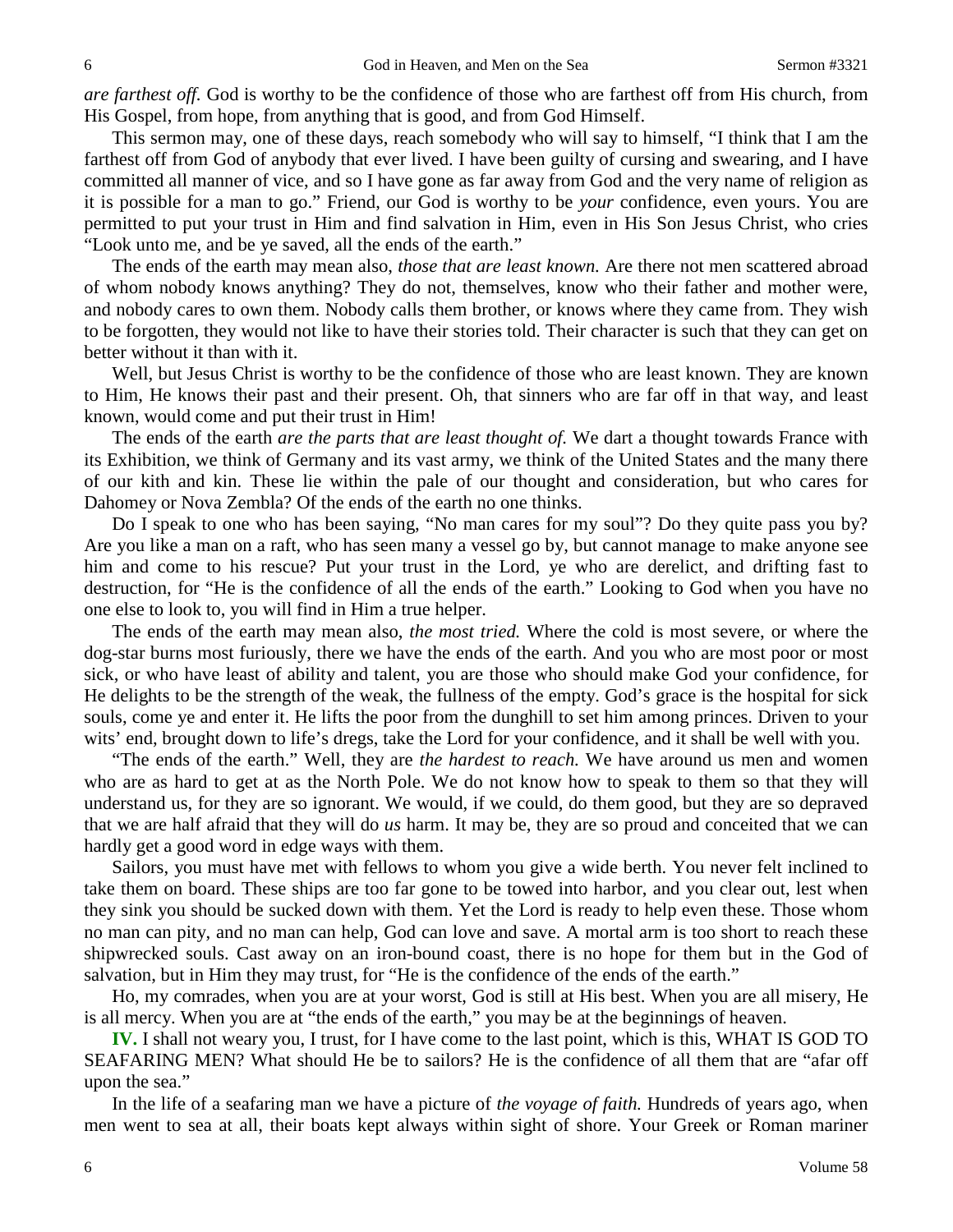*are farthest off.* God is worthy to be the confidence of those who are farthest off from His church, from His Gospel, from hope, from anything that is good, and from God Himself.

This sermon may, one of these days, reach somebody who will say to himself, "I think that I am the farthest off from God of anybody that ever lived. I have been guilty of cursing and swearing, and I have committed all manner of vice, and so I have gone as far away from God and the very name of religion as it is possible for a man to go." Friend, our God is worthy to be *your* confidence, even yours. You are permitted to put your trust in Him and find salvation in Him, even in His Son Jesus Christ, who cries "Look unto me, and be ye saved, all the ends of the earth."

The ends of the earth may mean also, *those that are least known.* Are there not men scattered abroad of whom nobody knows anything? They do not, themselves, know who their father and mother were, and nobody cares to own them. Nobody calls them brother, or knows where they came from. They wish to be forgotten, they would not like to have their stories told. Their character is such that they can get on better without it than with it.

Well, but Jesus Christ is worthy to be the confidence of those who are least known. They are known to Him, He knows their past and their present. Oh, that sinners who are far off in that way, and least known, would come and put their trust in Him!

The ends of the earth *are the parts that are least thought of.* We dart a thought towards France with its Exhibition, we think of Germany and its vast army, we think of the United States and the many there of our kith and kin. These lie within the pale of our thought and consideration, but who cares for Dahomey or Nova Zembla? Of the ends of the earth no one thinks.

Do I speak to one who has been saying, "No man cares for my soul"? Do they quite pass you by? Are you like a man on a raft, who has seen many a vessel go by, but cannot manage to make anyone see him and come to his rescue? Put your trust in the Lord, ye who are derelict, and drifting fast to destruction, for "He is the confidence of all the ends of the earth." Looking to God when you have no one else to look to, you will find in Him a true helper.

The ends of the earth may mean also, *the most tried.* Where the cold is most severe, or where the dog-star burns most furiously, there we have the ends of the earth. And you who are most poor or most sick, or who have least of ability and talent, you are those who should make God your confidence, for He delights to be the strength of the weak, the fullness of the empty. God's grace is the hospital for sick souls, come ye and enter it. He lifts the poor from the dunghill to set him among princes. Driven to your wits' end, brought down to life's dregs, take the Lord for your confidence, and it shall be well with you.

"The ends of the earth." Well, they are *the hardest to reach.* We have around us men and women who are as hard to get at as the North Pole. We do not know how to speak to them so that they will understand us, for they are so ignorant. We would, if we could, do them good, but they are so depraved that we are half afraid that they will do *us* harm. It may be, they are so proud and conceited that we can hardly get a good word in edge ways with them.

Sailors, you must have met with fellows to whom you give a wide berth. You never felt inclined to take them on board. These ships are too far gone to be towed into harbor, and you clear out, lest when they sink you should be sucked down with them. Yet the Lord is ready to help even these. Those whom no man can pity, and no man can help, God can love and save. A mortal arm is too short to reach these shipwrecked souls. Cast away on an iron-bound coast, there is no hope for them but in the God of salvation, but in Him they may trust, for "He is the confidence of the ends of the earth."

Ho, my comrades, when you are at your worst, God is still at His best. When you are all misery, He is all mercy. When you are at "the ends of the earth," you may be at the beginnings of heaven.

**IV.** I shall not weary you, I trust, for I have come to the last point, which is this, WHAT IS GOD TO SEAFARING MEN? What should He be to sailors? He is the confidence of all them that are "afar off upon the sea."

In the life of a seafaring man we have a picture of *the voyage of faith.* Hundreds of years ago, when men went to sea at all, their boats kept always within sight of shore. Your Greek or Roman mariner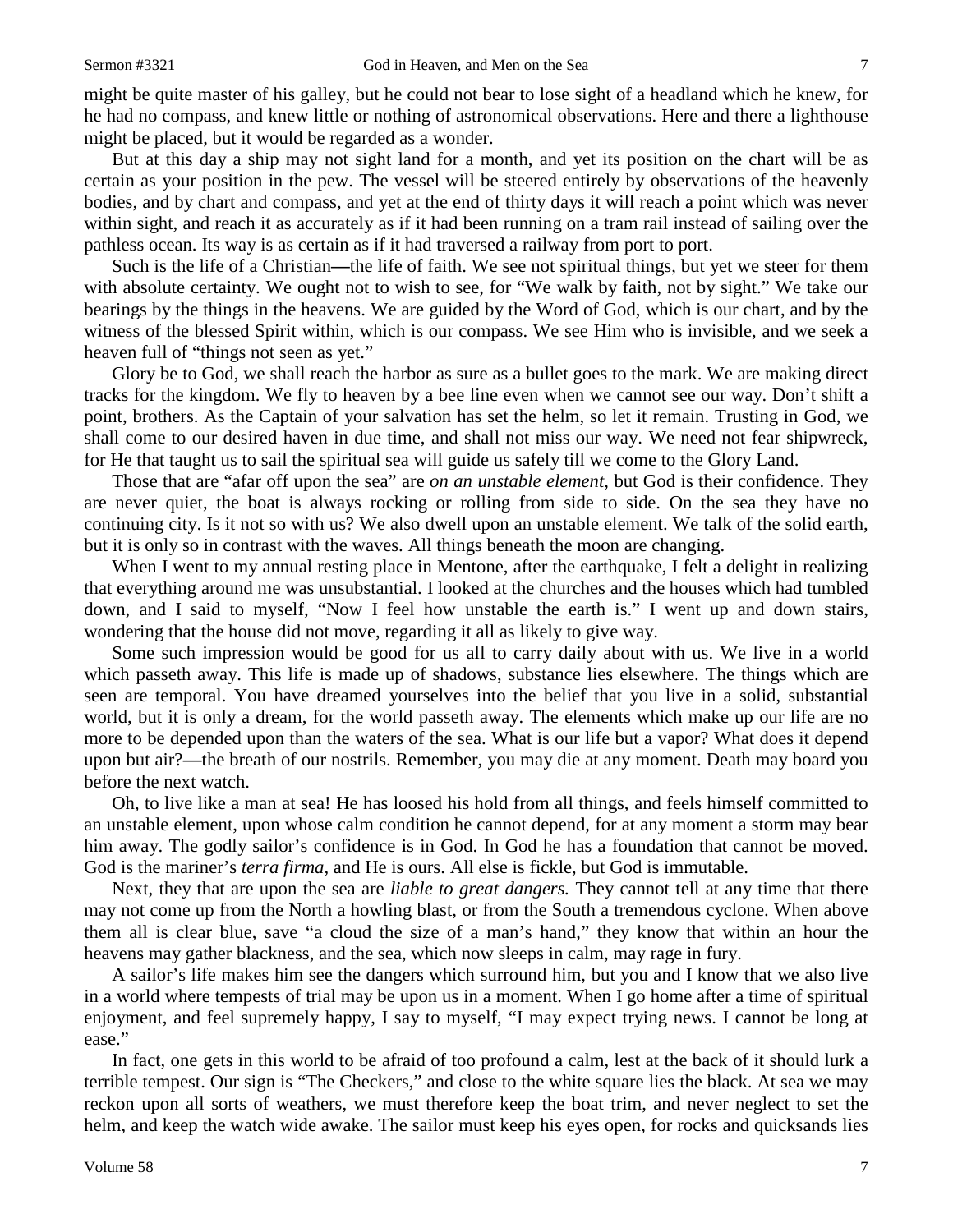might be quite master of his galley, but he could not bear to lose sight of a headland which he knew, for he had no compass, and knew little or nothing of astronomical observations. Here and there a lighthouse might be placed, but it would be regarded as a wonder.

But at this day a ship may not sight land for a month, and yet its position on the chart will be as certain as your position in the pew. The vessel will be steered entirely by observations of the heavenly bodies, and by chart and compass, and yet at the end of thirty days it will reach a point which was never within sight, and reach it as accurately as if it had been running on a tram rail instead of sailing over the pathless ocean. Its way is as certain as if it had traversed a railway from port to port.

Such is the life of a Christian—the life of faith. We see not spiritual things, but yet we steer for them with absolute certainty. We ought not to wish to see, for "We walk by faith, not by sight." We take our bearings by the things in the heavens. We are guided by the Word of God, which is our chart, and by the witness of the blessed Spirit within, which is our compass. We see Him who is invisible, and we seek a heaven full of "things not seen as yet."

Glory be to God, we shall reach the harbor as sure as a bullet goes to the mark. We are making direct tracks for the kingdom. We fly to heaven by a bee line even when we cannot see our way. Don't shift a point, brothers. As the Captain of your salvation has set the helm, so let it remain. Trusting in God, we shall come to our desired haven in due time, and shall not miss our way. We need not fear shipwreck, for He that taught us to sail the spiritual sea will guide us safely till we come to the Glory Land.

Those that are "afar off upon the sea" are *on an unstable element,* but God is their confidence. They are never quiet, the boat is always rocking or rolling from side to side. On the sea they have no continuing city. Is it not so with us? We also dwell upon an unstable element. We talk of the solid earth, but it is only so in contrast with the waves. All things beneath the moon are changing.

When I went to my annual resting place in Mentone, after the earthquake, I felt a delight in realizing that everything around me was unsubstantial. I looked at the churches and the houses which had tumbled down, and I said to myself, "Now I feel how unstable the earth is." I went up and down stairs, wondering that the house did not move, regarding it all as likely to give way.

Some such impression would be good for us all to carry daily about with us. We live in a world which passeth away. This life is made up of shadows, substance lies elsewhere. The things which are seen are temporal. You have dreamed yourselves into the belief that you live in a solid, substantial world, but it is only a dream, for the world passeth away. The elements which make up our life are no more to be depended upon than the waters of the sea. What is our life but a vapor? What does it depend upon but air?—the breath of our nostrils. Remember, you may die at any moment. Death may board you before the next watch.

Oh, to live like a man at sea! He has loosed his hold from all things, and feels himself committed to an unstable element, upon whose calm condition he cannot depend, for at any moment a storm may bear him away. The godly sailor's confidence is in God. In God he has a foundation that cannot be moved. God is the mariner's *terra firma,* and He is ours. All else is fickle, but God is immutable.

Next, they that are upon the sea are *liable to great dangers.* They cannot tell at any time that there may not come up from the North a howling blast, or from the South a tremendous cyclone. When above them all is clear blue, save "a cloud the size of a man's hand," they know that within an hour the heavens may gather blackness, and the sea, which now sleeps in calm, may rage in fury.

A sailor's life makes him see the dangers which surround him, but you and I know that we also live in a world where tempests of trial may be upon us in a moment. When I go home after a time of spiritual enjoyment, and feel supremely happy, I say to myself, "I may expect trying news. I cannot be long at ease."

In fact, one gets in this world to be afraid of too profound a calm, lest at the back of it should lurk a terrible tempest. Our sign is "The Checkers," and close to the white square lies the black. At sea we may reckon upon all sorts of weathers, we must therefore keep the boat trim, and never neglect to set the helm, and keep the watch wide awake. The sailor must keep his eyes open, for rocks and quicksands lies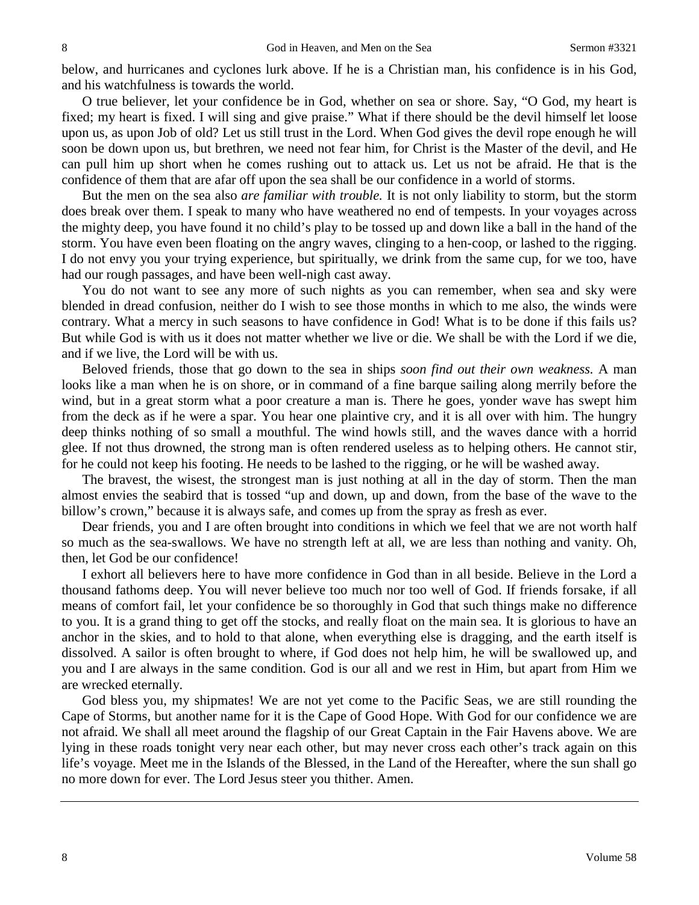below, and hurricanes and cyclones lurk above. If he is a Christian man, his confidence is in his God, and his watchfulness is towards the world.

O true believer, let your confidence be in God, whether on sea or shore. Say, "O God, my heart is fixed; my heart is fixed. I will sing and give praise." What if there should be the devil himself let loose upon us, as upon Job of old? Let us still trust in the Lord. When God gives the devil rope enough he will soon be down upon us, but brethren, we need not fear him, for Christ is the Master of the devil, and He can pull him up short when he comes rushing out to attack us. Let us not be afraid. He that is the confidence of them that are afar off upon the sea shall be our confidence in a world of storms.

But the men on the sea also *are familiar with trouble.* It is not only liability to storm, but the storm does break over them. I speak to many who have weathered no end of tempests. In your voyages across the mighty deep, you have found it no child's play to be tossed up and down like a ball in the hand of the storm. You have even been floating on the angry waves, clinging to a hen-coop, or lashed to the rigging. I do not envy you your trying experience, but spiritually, we drink from the same cup, for we too, have had our rough passages, and have been well-nigh cast away.

You do not want to see any more of such nights as you can remember, when sea and sky were blended in dread confusion, neither do I wish to see those months in which to me also, the winds were contrary. What a mercy in such seasons to have confidence in God! What is to be done if this fails us? But while God is with us it does not matter whether we live or die. We shall be with the Lord if we die, and if we live, the Lord will be with us.

Beloved friends, those that go down to the sea in ships *soon find out their own weakness*. A man looks like a man when he is on shore, or in command of a fine barque sailing along merrily before the wind, but in a great storm what a poor creature a man is. There he goes, yonder wave has swept him from the deck as if he were a spar. You hear one plaintive cry, and it is all over with him. The hungry deep thinks nothing of so small a mouthful. The wind howls still, and the waves dance with a horrid glee. If not thus drowned, the strong man is often rendered useless as to helping others. He cannot stir, for he could not keep his footing. He needs to be lashed to the rigging, or he will be washed away.

The bravest, the wisest, the strongest man is just nothing at all in the day of storm. Then the man almost envies the seabird that is tossed "up and down, up and down, from the base of the wave to the billow's crown," because it is always safe, and comes up from the spray as fresh as ever.

Dear friends, you and I are often brought into conditions in which we feel that we are not worth half so much as the sea-swallows. We have no strength left at all, we are less than nothing and vanity. Oh, then, let God be our confidence!

I exhort all believers here to have more confidence in God than in all beside. Believe in the Lord a thousand fathoms deep. You will never believe too much nor too well of God. If friends forsake, if all means of comfort fail, let your confidence be so thoroughly in God that such things make no difference to you. It is a grand thing to get off the stocks, and really float on the main sea. It is glorious to have an anchor in the skies, and to hold to that alone, when everything else is dragging, and the earth itself is dissolved. A sailor is often brought to where, if God does not help him, he will be swallowed up, and you and I are always in the same condition. God is our all and we rest in Him, but apart from Him we are wrecked eternally.

God bless you, my shipmates! We are not yet come to the Pacific Seas, we are still rounding the Cape of Storms, but another name for it is the Cape of Good Hope. With God for our confidence we are not afraid. We shall all meet around the flagship of our Great Captain in the Fair Havens above. We are lying in these roads tonight very near each other, but may never cross each other's track again on this life's voyage. Meet me in the Islands of the Blessed, in the Land of the Hereafter, where the sun shall go no more down for ever. The Lord Jesus steer you thither. Amen.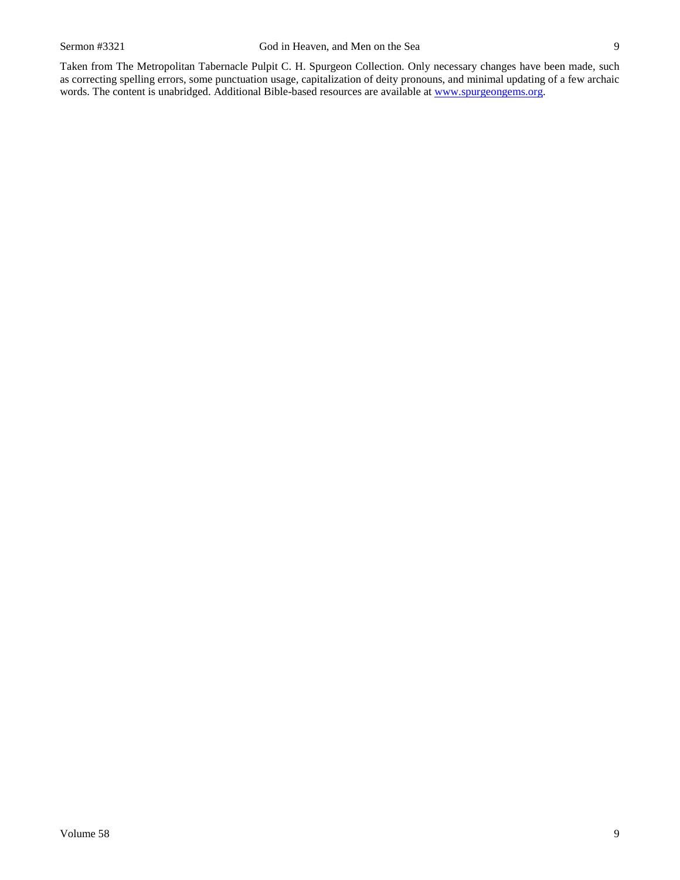Taken from The Metropolitan Tabernacle Pulpit C. H. Spurgeon Collection. Only necessary changes have been made, such as correcting spelling errors, some punctuation usage, capitalization of deity pronouns, and minimal updating of a few archaic words. The content is unabridged. Additional Bible-based resources are available at [www.spurgeongems.org](http://www.spurgeongems.org).